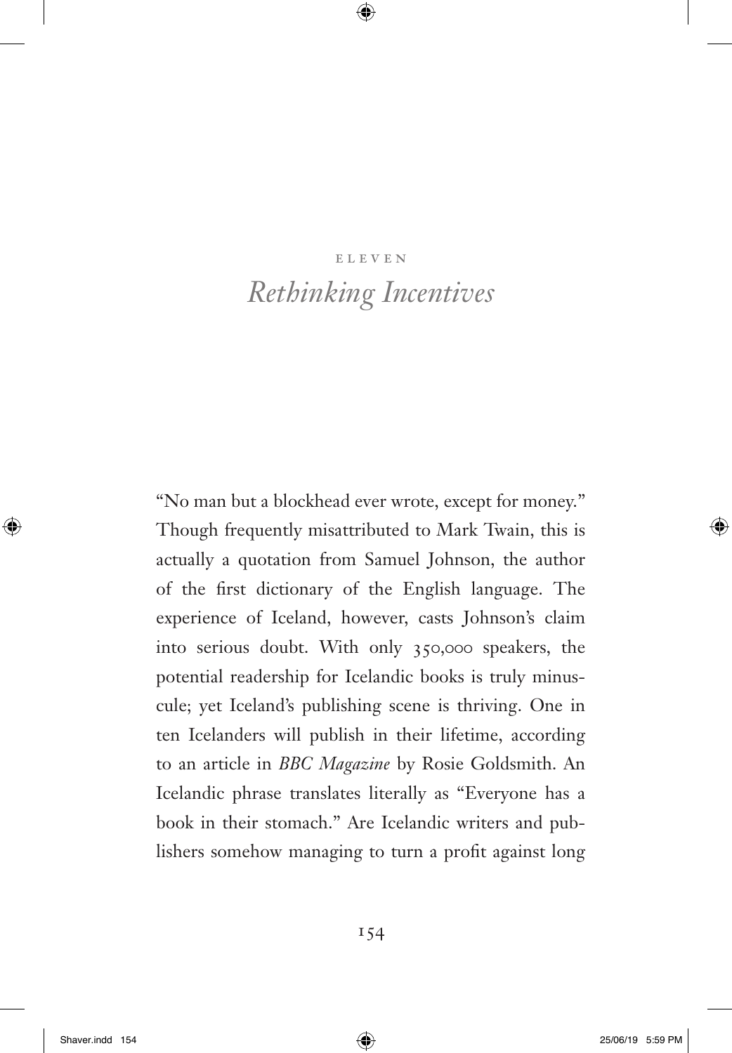ELEVEN

# *Rethinking Incentives*

"No man but a blockhead ever wrote, except for money." Though frequently misattributed to Mark Twain, this is actually a quotation from Samuel Johnson, the author of the first dictionary of the English language. The experience of Iceland, however, casts Johnson's claim into serious doubt. With only 350,000 speakers, the potential readership for Icelandic books is truly minuscule; yet Iceland's publishing scene is thriving. One in ten Icelanders will publish in their lifetime, according to an article in *BBC Magazine* by Rosie Goldsmith. An Icelandic phrase translates literally as "Everyone has a book in their stomach." Are Icelandic writers and publishers somehow managing to turn a profit against long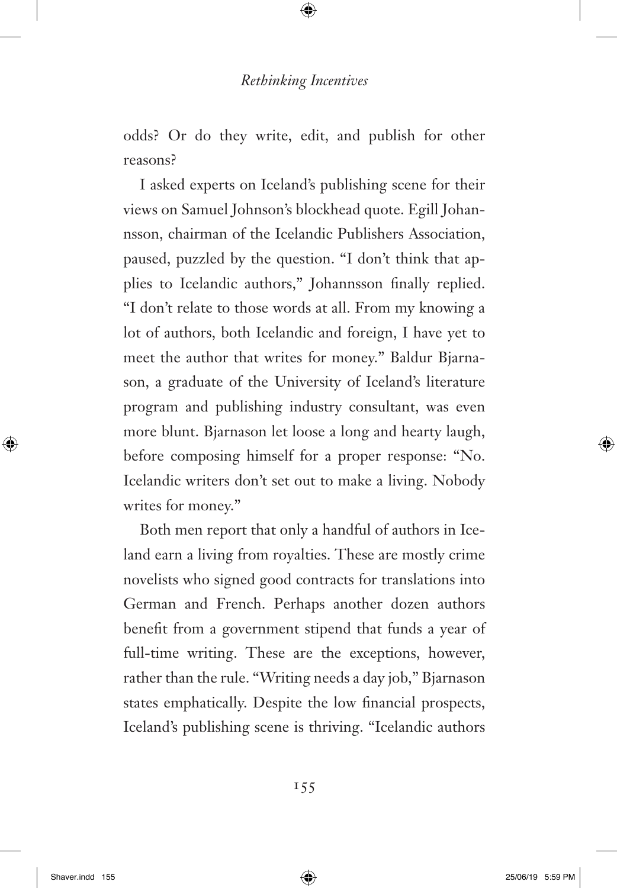odds? Or do they write, edit, and publish for other reasons?

I asked experts on Iceland's publishing scene for their views on Samuel Johnson's blockhead quote. Egill Johannsson, chairman of the Icelandic Publishers Association, paused, puzzled by the question. "I don't think that applies to Icelandic authors," Johannsson finally replied. "I don't relate to those words at all. From my knowing a lot of authors, both Icelandic and foreign, I have yet to meet the author that writes for money." Baldur Bjarnason, a graduate of the University of Iceland's literature program and publishing industry consultant, was even more blunt. Bjarnason let loose a long and hearty laugh, before composing himself for a proper response: "No. Icelandic writers don't set out to make a living. Nobody writes for money."

Both men report that only a handful of authors in Iceland earn a living from royalties. These are mostly crime novelists who signed good contracts for translations into German and French. Perhaps another dozen authors benefit from a government stipend that funds a year of full-time writing. These are the exceptions, however, rather than the rule. "Writing needs a day job," Bjarnason states emphatically. Despite the low financial prospects, Iceland's publishing scene is thriving. "Icelandic authors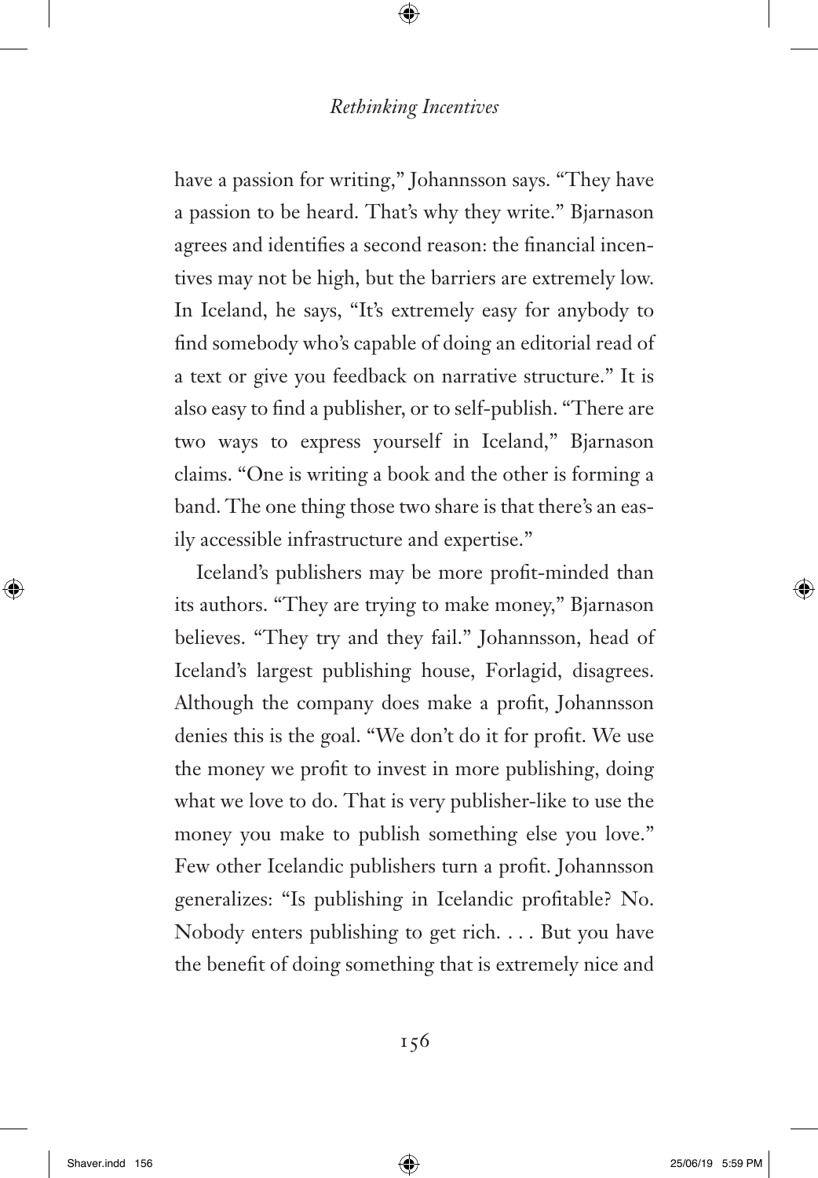have a passion for writing," Johannsson says. "They have a passion to be heard. That's why they write." Bjarnason agrees and identifies a second reason: the financial incentives may not be high, but the barriers are extremely low. In Iceland, he says, "It's extremely easy for anybody to find somebody who's capable of doing an editorial read of a text or give you feedback on narrative structure." It is also easy to find a publisher, or to self-publish. "There are two ways to express yourself in Iceland," Bjarnason claims. "One is writing a book and the other is forming a band. The one thing those two share is that there's an easily accessible infrastructure and expertise."

Iceland's publishers may be more profit-minded than its authors. "They are trying to make money," Bjarnason believes. "They try and they fail." Johannsson, head of Iceland's largest publishing house, Forlagid, disagrees. Although the company does make a profit, Johannsson denies this is the goal. "We don't do it for profit. We use the money we profit to invest in more publishing, doing what we love to do. That is very publisher-like to use the money you make to publish something else you love." Few other Icelandic publishers turn a profit. Johannsson generalizes: "Is publishing in Icelandic profitable? No. Nobody enters publishing to get rich. . . . But you have the benefit of doing something that is extremely nice and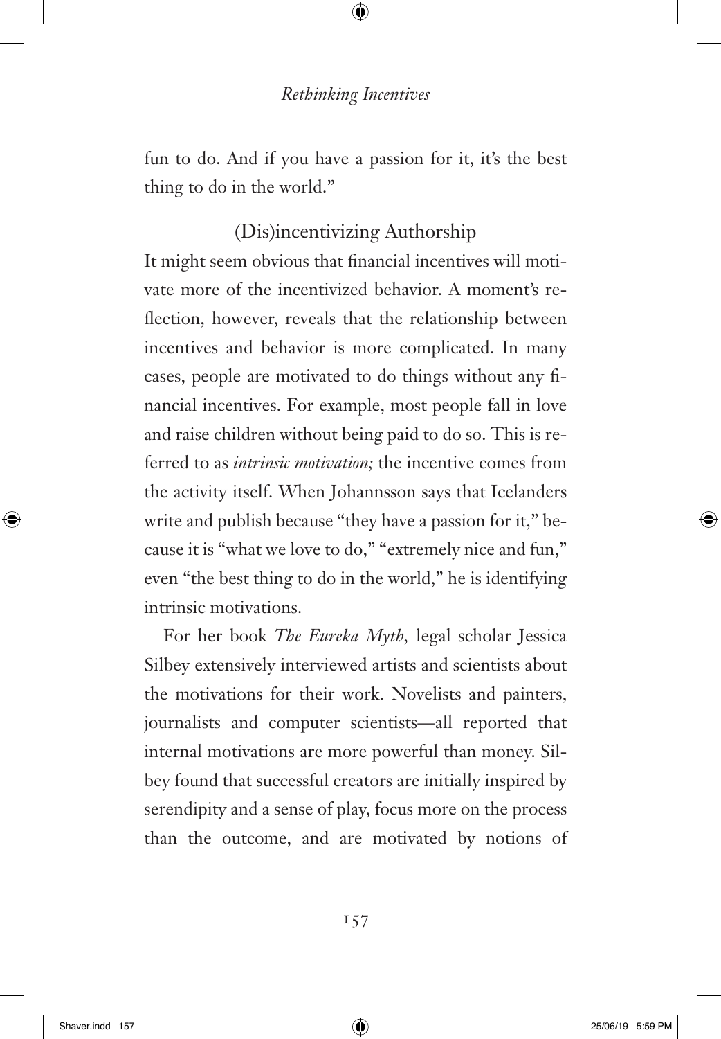fun to do. And if you have a passion for it, it's the best thing to do in the world."

## (Dis)incentivizing Authorship

It might seem obvious that financial incentives will motivate more of the incentivized behavior. A moment's reflection, however, reveals that the relationship between incentives and behavior is more complicated. In many cases, people are motivated to do things without any financial incentives. For example, most people fall in love and raise children without being paid to do so. This is referred to as *intrinsic motivation;* the incentive comes from the activity itself. When Johannsson says that Icelanders write and publish because "they have a passion for it," because it is "what we love to do," "extremely nice and fun," even "the best thing to do in the world," he is identifying intrinsic motivations.

For her book *The Eureka Myth*, legal scholar Jessica Silbey extensively interviewed artists and scientists about the motivations for their work. Novelists and painters, journalists and computer scientists—all reported that internal motivations are more powerful than money. Silbey found that successful creators are initially inspired by serendipity and a sense of play, focus more on the process than the outcome, and are motivated by notions of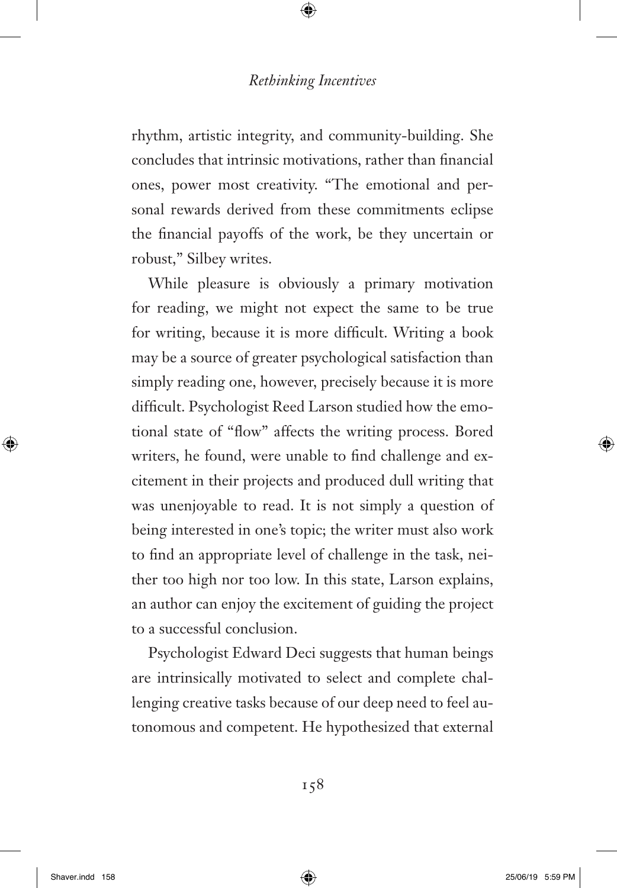rhythm, artistic integrity, and community-building. She concludes that intrinsic motivations, rather than financial ones, power most creativity. "The emotional and personal rewards derived from these commitments eclipse the financial payoffs of the work, be they uncertain or robust," Silbey writes.

While pleasure is obviously a primary motivation for reading, we might not expect the same to be true for writing, because it is more difficult. Writing a book may be a source of greater psychological satisfaction than simply reading one, however, precisely because it is more difficult. Psychologist Reed Larson studied how the emotional state of "flow" affects the writing process. Bored writers, he found, were unable to find challenge and excitement in their projects and produced dull writing that was unenjoyable to read. It is not simply a question of being interested in one's topic; the writer must also work to find an appropriate level of challenge in the task, neither too high nor too low. In this state, Larson explains, an author can enjoy the excitement of guiding the project to a successful conclusion.

Psychologist Edward Deci suggests that human beings are intrinsically motivated to select and complete challenging creative tasks because of our deep need to feel autonomous and competent. He hypothesized that external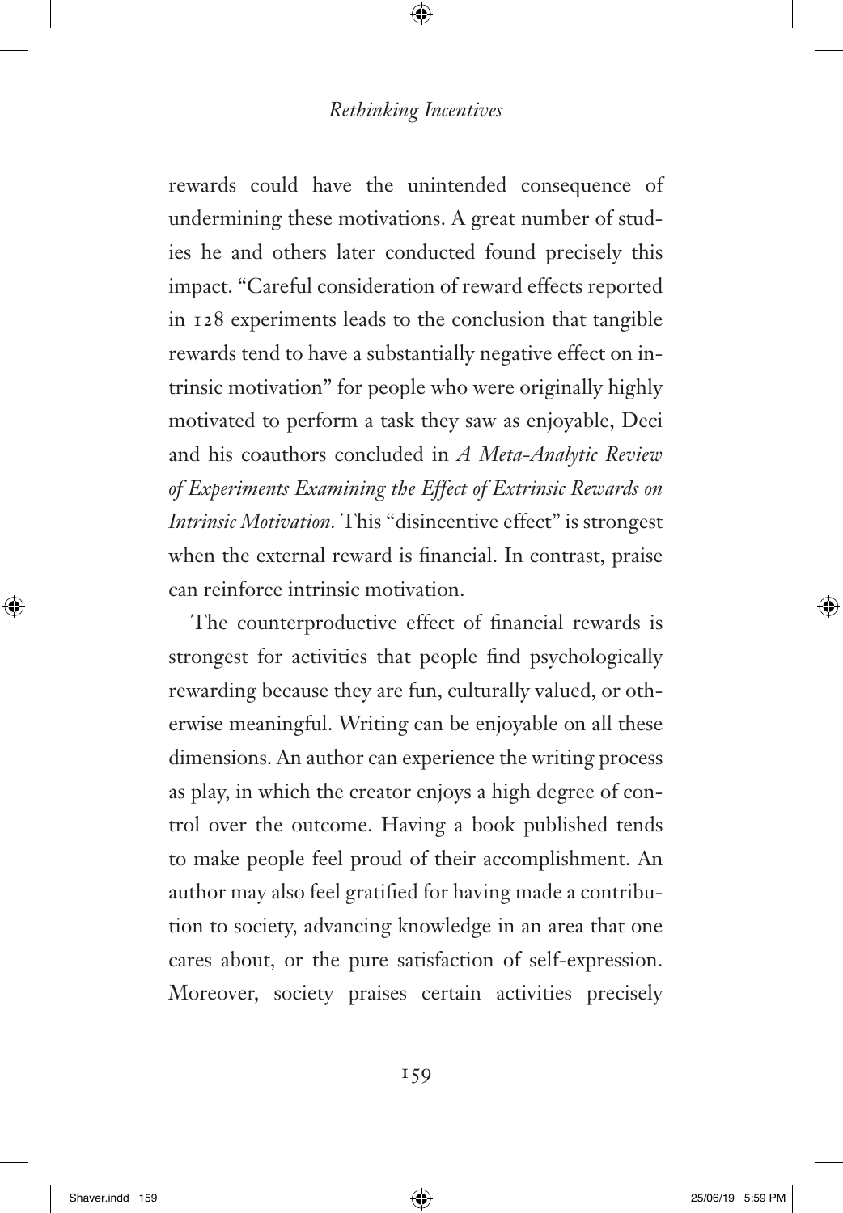rewards could have the unintended consequence of undermining these motivations. A great number of studies he and others later conducted found precisely this impact. "Careful consideration of reward effects reported in 128 experiments leads to the conclusion that tangible rewards tend to have a substantially negative effect on intrinsic motivation" for people who were originally highly motivated to perform a task they saw as enjoyable, Deci and his coauthors concluded in *A Meta-Analytic Review of Experiments Examining the Effect of Extrinsic Rewards on Intrinsic Motivation.* This "disincentive effect" is strongest when the external reward is financial. In contrast, praise can reinforce intrinsic motivation.

The counterproductive effect of financial rewards is strongest for activities that people find psychologically rewarding because they are fun, culturally valued, or otherwise meaningful. Writing can be enjoyable on all these dimensions. An author can experience the writing process as play, in which the creator enjoys a high degree of control over the outcome. Having a book published tends to make people feel proud of their accomplishment. An author may also feel gratified for having made a contribution to society, advancing knowledge in an area that one cares about, or the pure satisfaction of self-expression. Moreover, society praises certain activities precisely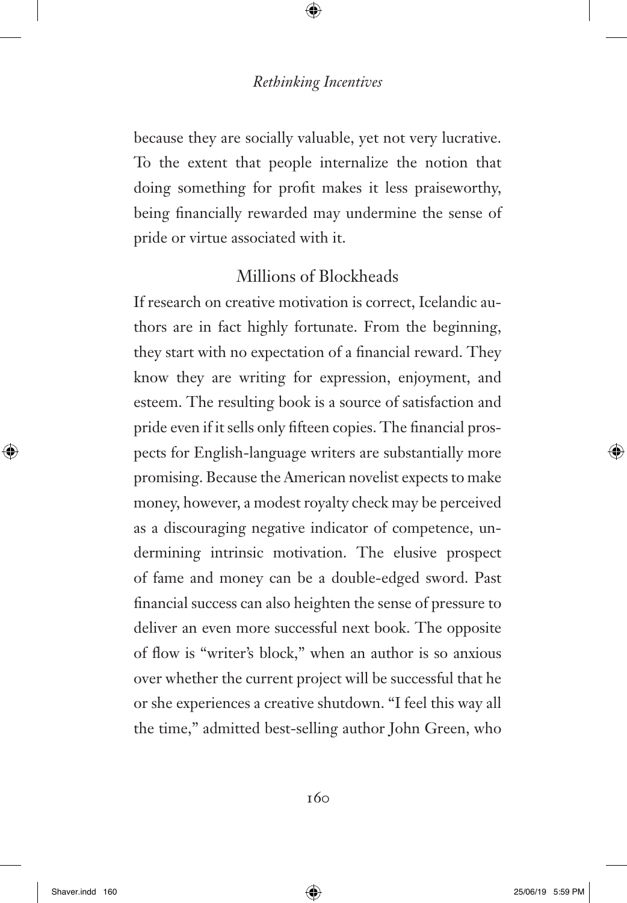because they are socially valuable, yet not very lucrative. To the extent that people internalize the notion that doing something for profit makes it less praiseworthy, being financially rewarded may undermine the sense of pride or virtue associated with it.

## Millions of Blockheads

If research on creative motivation is correct, Icelandic authors are in fact highly fortunate. From the beginning, they start with no expectation of a financial reward. They know they are writing for expression, enjoyment, and esteem. The resulting book is a source of satisfaction and pride even if it sells only fifteen copies. The financial prospects for English-language writers are substantially more promising. Because the American novelist expects to make money, however, a modest royalty check may be perceived as a discouraging negative indicator of competence, undermining intrinsic motivation. The elusive prospect of fame and money can be a double-edged sword. Past financial success can also heighten the sense of pressure to deliver an even more successful next book. The opposite of flow is "writer's block," when an author is so anxious over whether the current project will be successful that he or she experiences a creative shutdown. "I feel this way all the time," admitted best-selling author John Green, who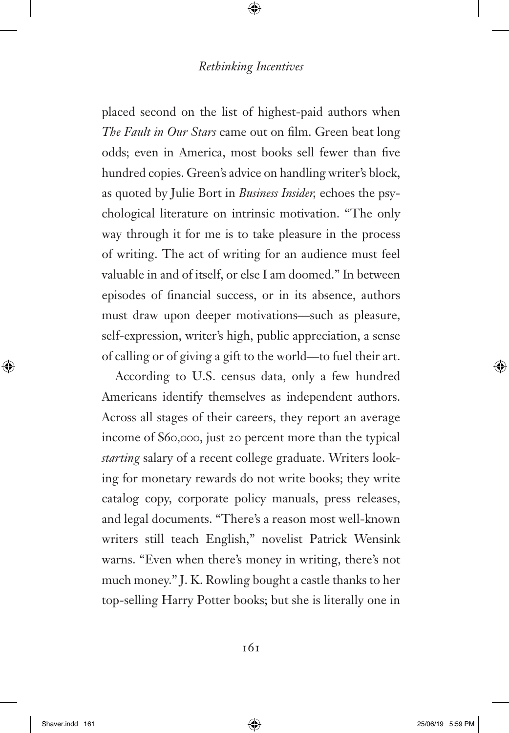placed second on the list of highest-paid authors when *The Fault in Our Stars* came out on film. Green beat long odds; even in America, most books sell fewer than five hundred copies. Green's advice on handling writer's block, as quoted by Julie Bort in *Business Insider,* echoes the psychological literature on intrinsic motivation. "The only way through it for me is to take pleasure in the process of writing. The act of writing for an audience must feel valuable in and of itself, or else I am doomed." In between episodes of financial success, or in its absence, authors must draw upon deeper motivations—such as pleasure, self-expression, writer's high, public appreciation, a sense of calling or of giving a gift to the world—to fuel their art.

According to U.S. census data, only a few hundred Americans identify themselves as independent authors. Across all stages of their careers, they report an average income of $60,000, just 20 percent more than the typical *starting* salary of a recent college graduate. Writers looking for monetary rewards do not write books; they write catalog copy, corporate policy manuals, press releases, and legal documents. "There's a reason most well-known writers still teach English," novelist Patrick Wensink warns. "Even when there's money in writing, there's not much money." J. K. Rowling bought a castle thanks to her top-selling Harry Potter books; but she is literally one in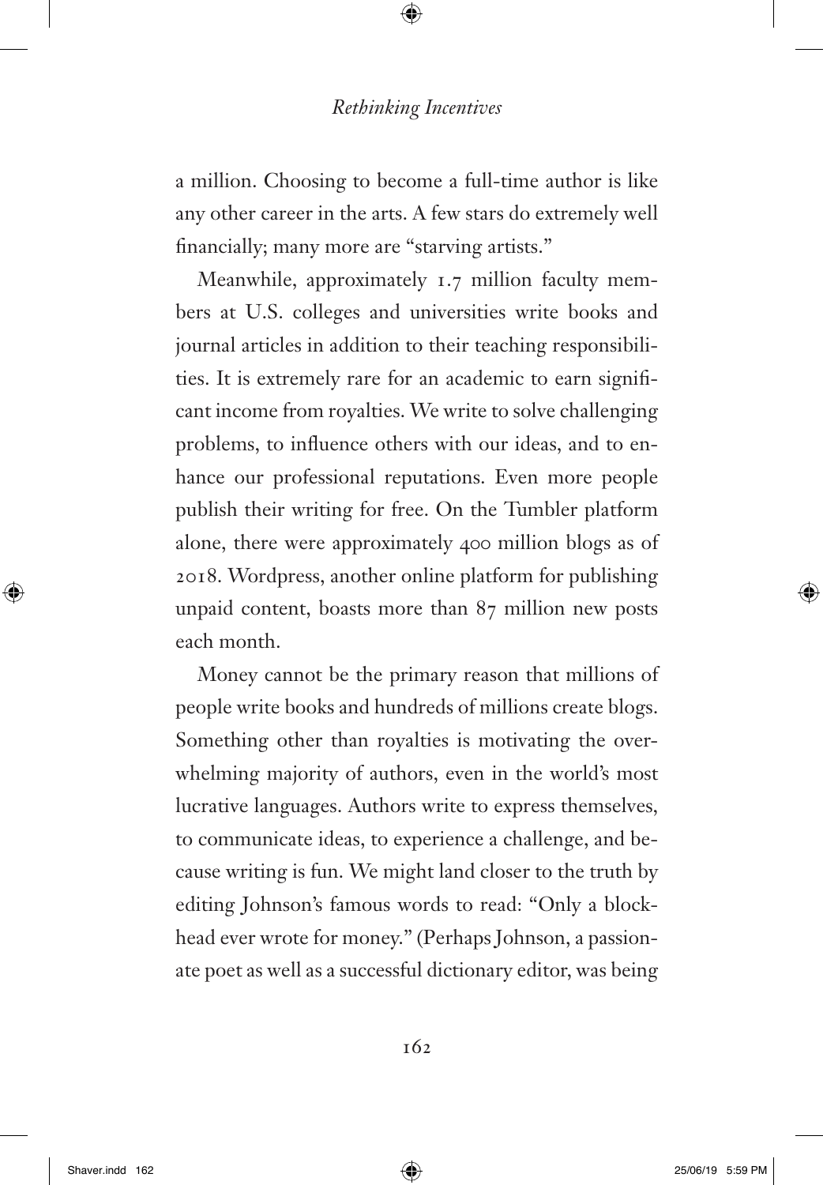a million. Choosing to become a full-time author is like any other career in the arts. A few stars do extremely well financially; many more are "starving artists."

Meanwhile, approximately 1.7 million faculty members at U.S. colleges and universities write books and journal articles in addition to their teaching responsibilities. It is extremely rare for an academic to earn significant income from royalties. We write to solve challenging problems, to influence others with our ideas, and to enhance our professional reputations. Even more people publish their writing for free. On the Tumbler platform alone, there were approximately 400 million blogs as of 2018. Wordpress, another online platform for publishing unpaid content, boasts more than 87 million new posts each month.

Money cannot be the primary reason that millions of people write books and hundreds of millions create blogs. Something other than royalties is motivating the overwhelming majority of authors, even in the world's most lucrative languages. Authors write to express themselves, to communicate ideas, to experience a challenge, and because writing is fun. We might land closer to the truth by editing Johnson's famous words to read: "Only a blockhead ever wrote for money." (Perhaps Johnson, a passionate poet as well as a successful dictionary editor, was being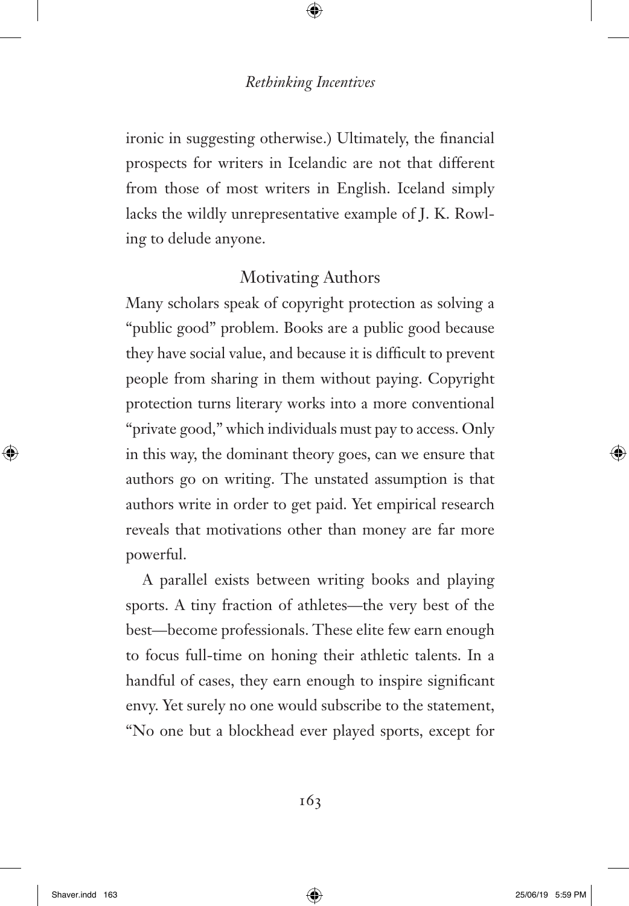ironic in suggesting otherwise.) Ultimately, the financial prospects for writers in Icelandic are not that different from those of most writers in English. Iceland simply lacks the wildly unrepresentative example of J. K. Rowling to delude anyone.

## Motivating Authors

Many scholars speak of copyright protection as solving a "public good" problem. Books are a public good because they have social value, and because it is difficult to prevent people from sharing in them without paying. Copyright protection turns literary works into a more conventional "private good," which individuals must pay to access. Only in this way, the dominant theory goes, can we ensure that authors go on writing. The unstated assumption is that authors write in order to get paid. Yet empirical research reveals that motivations other than money are far more powerful.

A parallel exists between writing books and playing sports. A tiny fraction of athletes—the very best of the best—become professionals. These elite few earn enough to focus full-time on honing their athletic talents. In a handful of cases, they earn enough to inspire significant envy. Yet surely no one would subscribe to the statement, "No one but a blockhead ever played sports, except for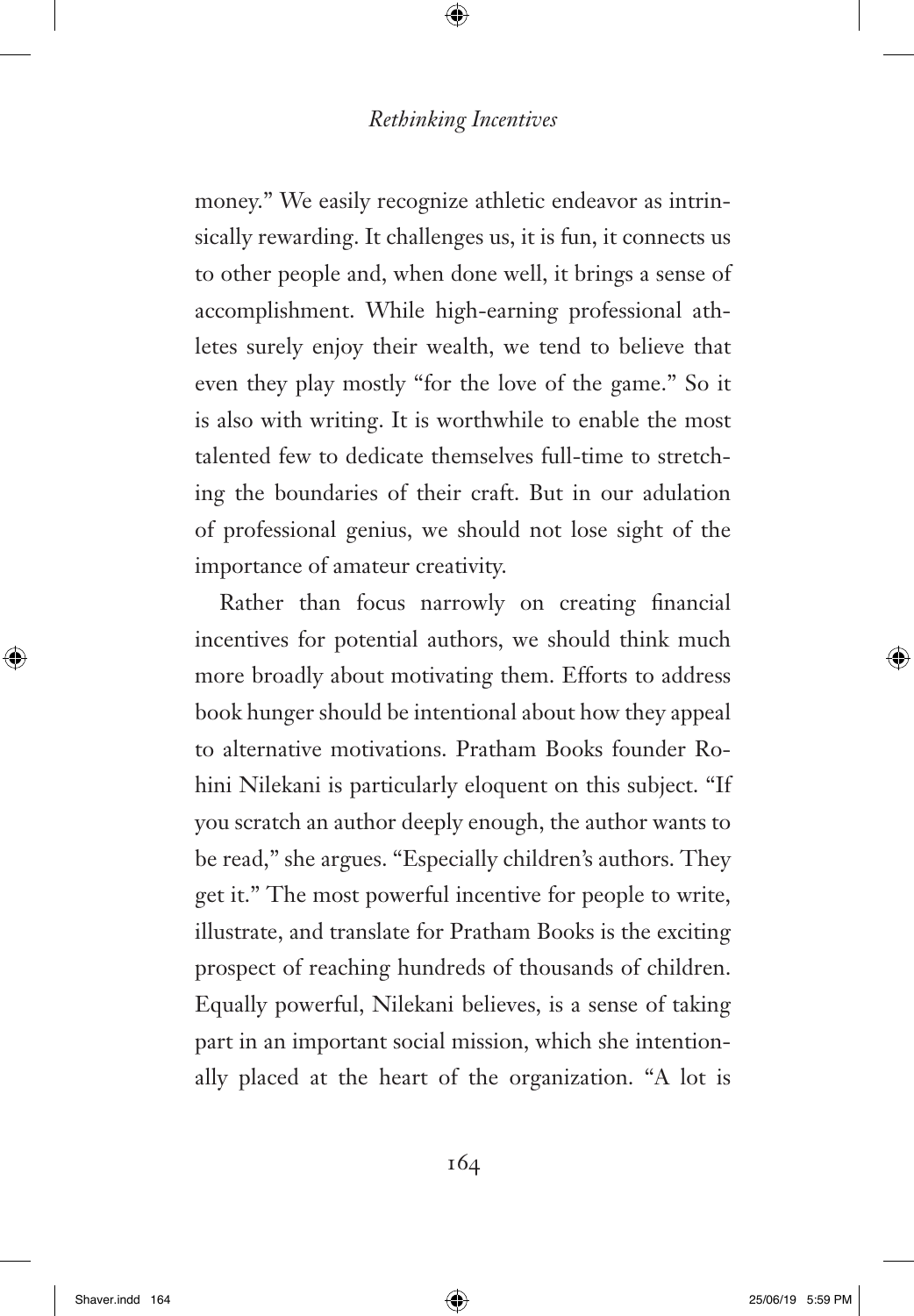money." We easily recognize athletic endeavor as intrinsically rewarding. It challenges us, it is fun, it connects us to other people and, when done well, it brings a sense of accomplishment. While high-earning professional athletes surely enjoy their wealth, we tend to believe that even they play mostly "for the love of the game." So it is also with writing. It is worthwhile to enable the most talented few to dedicate themselves full-time to stretching the boundaries of their craft. But in our adulation of professional genius, we should not lose sight of the importance of amateur creativity.

Rather than focus narrowly on creating financial incentives for potential authors, we should think much more broadly about motivating them. Efforts to address book hunger should be intentional about how they appeal to alternative motivations. Pratham Books founder Rohini Nilekani is particularly eloquent on this subject. "If you scratch an author deeply enough, the author wants to be read," she argues. "Especially children's authors. They get it." The most powerful incentive for people to write, illustrate, and translate for Pratham Books is the exciting prospect of reaching hundreds of thousands of children. Equally powerful, Nilekani believes, is a sense of taking part in an important social mission, which she intentionally placed at the heart of the organization. "A lot is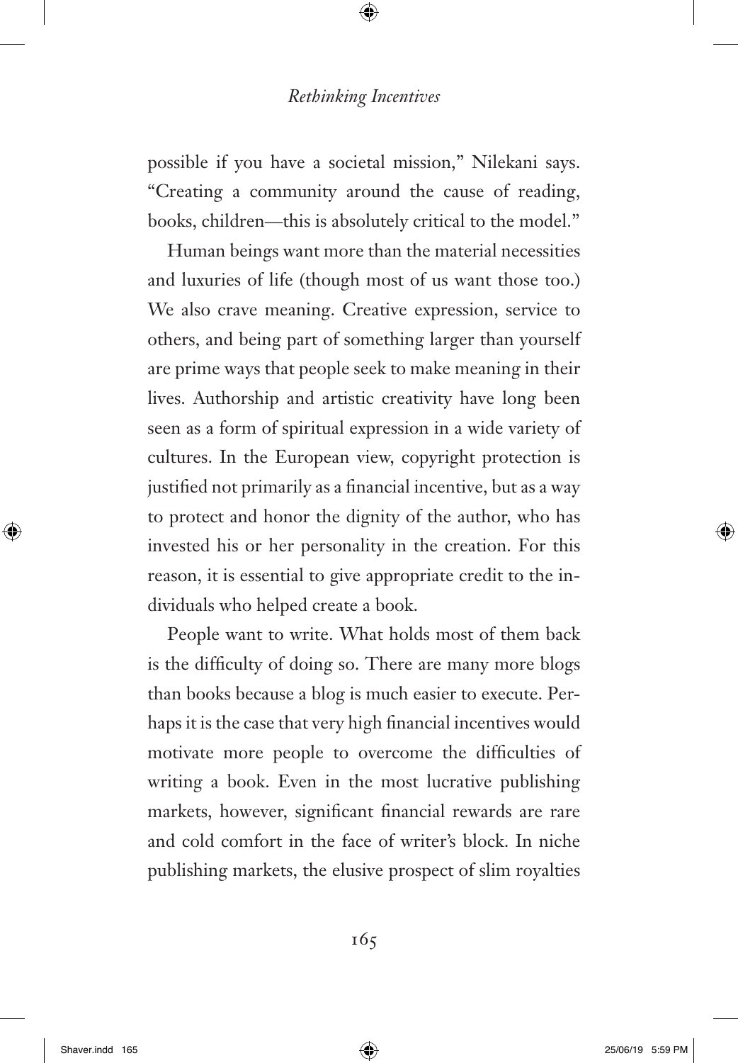possible if you have a societal mission," Nilekani says. "Creating a community around the cause of reading, books, children—this is absolutely critical to the model."

Human beings want more than the material necessities and luxuries of life (though most of us want those too.) We also crave meaning. Creative expression, service to others, and being part of something larger than yourself are prime ways that people seek to make meaning in their lives. Authorship and artistic creativity have long been seen as a form of spiritual expression in a wide variety of cultures. In the European view, copyright protection is justified not primarily as a financial incentive, but as a way to protect and honor the dignity of the author, who has invested his or her personality in the creation. For this reason, it is essential to give appropriate credit to the individuals who helped create a book.

People want to write. What holds most of them back is the difficulty of doing so. There are many more blogs than books because a blog is much easier to execute. Perhaps it is the case that very high financial incentives would motivate more people to overcome the difficulties of writing a book. Even in the most lucrative publishing markets, however, significant financial rewards are rare and cold comfort in the face of writer's block. In niche publishing markets, the elusive prospect of slim royalties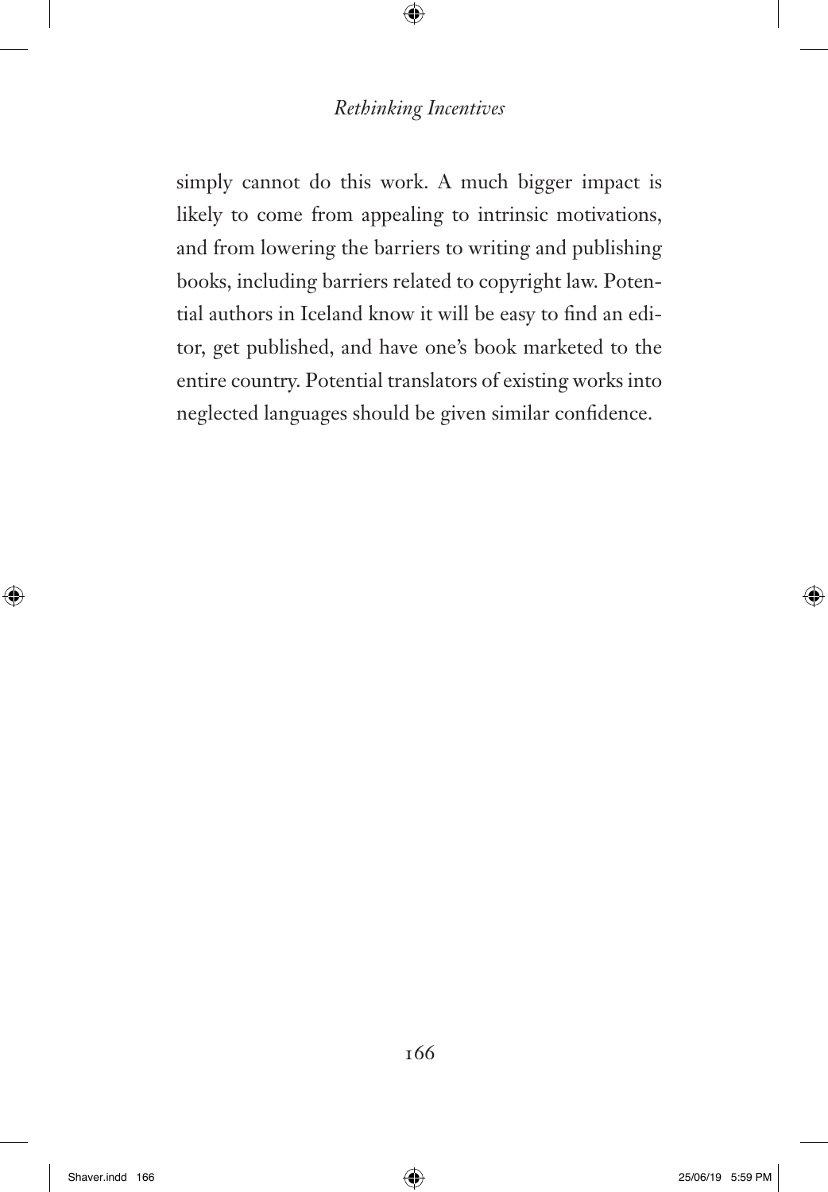simply cannot do this work. A much bigger impact is likely to come from appealing to intrinsic motivations, and from lowering the barriers to writing and publishing books, including barriers related to copyright law. Potential authors in Iceland know it will be easy to find an editor, get published, and have one's book marketed to the entire country. Potential translators of existing works into neglected languages should be given similar confidence.